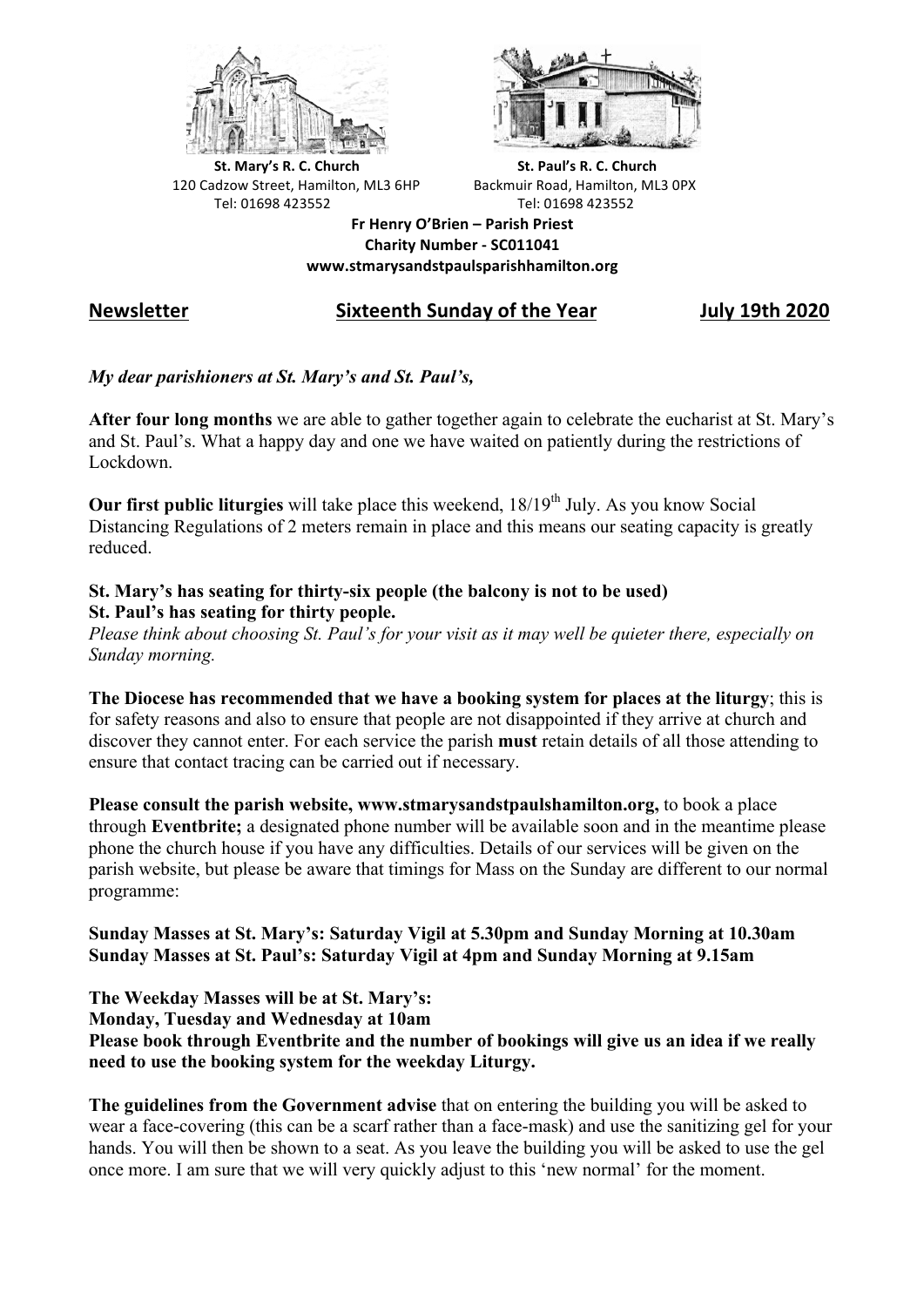**St. Mary's R. C. Church**
120 Cadzow Street, Hamilton, ML3 6HP
Tel: 01698 423552

**St. Paul's R. C. Church**
Backmuir Road, Hamilton, ML3 0PX
Tel: 01698 423552

**Fr Henry O'Brien – Parish Priest**
**Charity Number - SC011041**
**www.stmarysandstpaulsparishhamilton.org**

## Newsletter — Sixteenth Sunday of the Year — July 19th 2020

*My dear parishioners at St. Mary's and St. Paul's,*

**After four long months** we are able to gather together again to celebrate the eucharist at St. Mary's and St. Paul's. What a happy day and one we have waited on patiently during the restrictions of Lockdown.

**Our first public liturgies** will take place this weekend, 18/19th July. As you know Social Distancing Regulations of 2 meters remain in place and this means our seating capacity is greatly reduced.

**St. Mary's has seating for thirty-six people (the balcony is not to be used)**
**St. Paul's has seating for thirty people.**
*Please think about choosing St. Paul's for your visit as it may well be quieter there, especially on Sunday morning.*

**The Diocese has recommended that we have a booking system for places at the liturgy**; this is for safety reasons and also to ensure that people are not disappointed if they arrive at church and discover they cannot enter. For each service the parish **must** retain details of all those attending to ensure that contact tracing can be carried out if necessary.

**Please consult the parish website, www.stmarysandstpaulshamilton.org,** to book a place through **Eventbrite;** a designated phone number will be available soon and in the meantime please phone the church house if you have any difficulties. Details of our services will be given on the parish website, but please be aware that timings for Mass on the Sunday are different to our normal programme:

**Sunday Masses at St. Mary's: Saturday Vigil at 5.30pm and Sunday Morning at 10.30am**
**Sunday Masses at St. Paul's: Saturday Vigil at 4pm and Sunday Morning at 9.15am**

**The Weekday Masses will be at St. Mary's:**
**Monday, Tuesday and Wednesday at 10am**
**Please book through Eventbrite and the number of bookings will give us an idea if we really need to use the booking system for the weekday Liturgy.**

**The guidelines from the Government advise** that on entering the building you will be asked to wear a face-covering (this can be a scarf rather than a face-mask) and use the sanitizing gel for your hands. You will then be shown to a seat. As you leave the building you will be asked to use the gel once more. I am sure that we will very quickly adjust to this 'new normal' for the moment.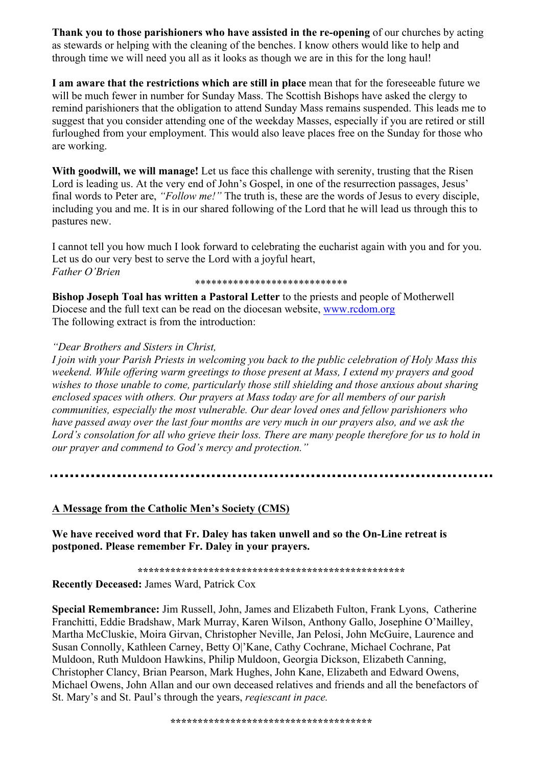**Thank you to those parishioners who have assisted in the re-opening** of our churches by acting as stewards or helping with the cleaning of the benches. I know others would like to help and through time we will need you all as it looks as though we are in this for the long haul!

**I am aware that the restrictions which are still in place** mean that for the foreseeable future we will be much fewer in number for Sunday Mass. The Scottish Bishops have asked the clergy to remind parishioners that the obligation to attend Sunday Mass remains suspended. This leads me to suggest that you consider attending one of the weekday Masses, especially if you are retired or still furloughed from your employment. This would also leave places free on the Sunday for those who are working.

**With goodwill, we will manage!** Let us face this challenge with serenity, trusting that the Risen Lord is leading us. At the very end of John's Gospel, in one of the resurrection passages, Jesus' final words to Peter are, *"Follow me!"* The truth is, these are the words of Jesus to every disciple, including you and me. It is in our shared following of the Lord that he will lead us through this to pastures new.

I cannot tell you how much I look forward to celebrating the eucharist again with you and for you. Let us do our very best to serve the Lord with a joyful heart,
*Father O'Brien*

***************************

**Bishop Joseph Toal has written a Pastoral Letter** to the priests and people of Motherwell Diocese and the full text can be read on the diocesan website, www.rcdom.org
The following extract is from the introduction:

*"Dear Brothers and Sisters in Christ,*
*I join with your Parish Priests in welcoming you back to the public celebration of Holy Mass this weekend. While offering warm greetings to those present at Mass, I extend my prayers and good wishes to those unable to come, particularly those still shielding and those anxious about sharing enclosed spaces with others. Our prayers at Mass today are for all members of our parish communities, especially the most vulnerable. Our dear loved ones and fellow parishioners who have passed away over the last four months are very much in our prayers also, and we ask the Lord's consolation for all who grieve their loss. There are many people therefore for us to hold in our prayer and commend to God's mercy and protection."*

---

**A Message from the Catholic Men's Society (CMS)**

**We have received word that Fr. Daley has taken unwell and so the On-Line retreat is postponed. Please remember Fr. Daley in your prayers.**

*************************************************

**Recently Deceased:** James Ward, Patrick Cox

**Special Remembrance:** Jim Russell, John, James and Elizabeth Fulton, Frank Lyons, Catherine Franchitti, Eddie Bradshaw, Mark Murray, Karen Wilson, Anthony Gallo, Josephine O'Mailley, Martha McCluskie, Moira Girvan, Christopher Neville, Jan Pelosi, John McGuire, Laurence and Susan Connolly, Kathleen Carney, Betty O|'Kane, Cathy Cochrane, Michael Cochrane, Pat Muldoon, Ruth Muldoon Hawkins, Philip Muldoon, Georgia Dickson, Elizabeth Canning, Christopher Clancy, Brian Pearson, Mark Hughes, John Kane, Elizabeth and Edward Owens, Michael Owens, John Allan and our own deceased relatives and friends and all the benefactors of St. Mary's and St. Paul's through the years, *reqiescant in pace.*

************************************